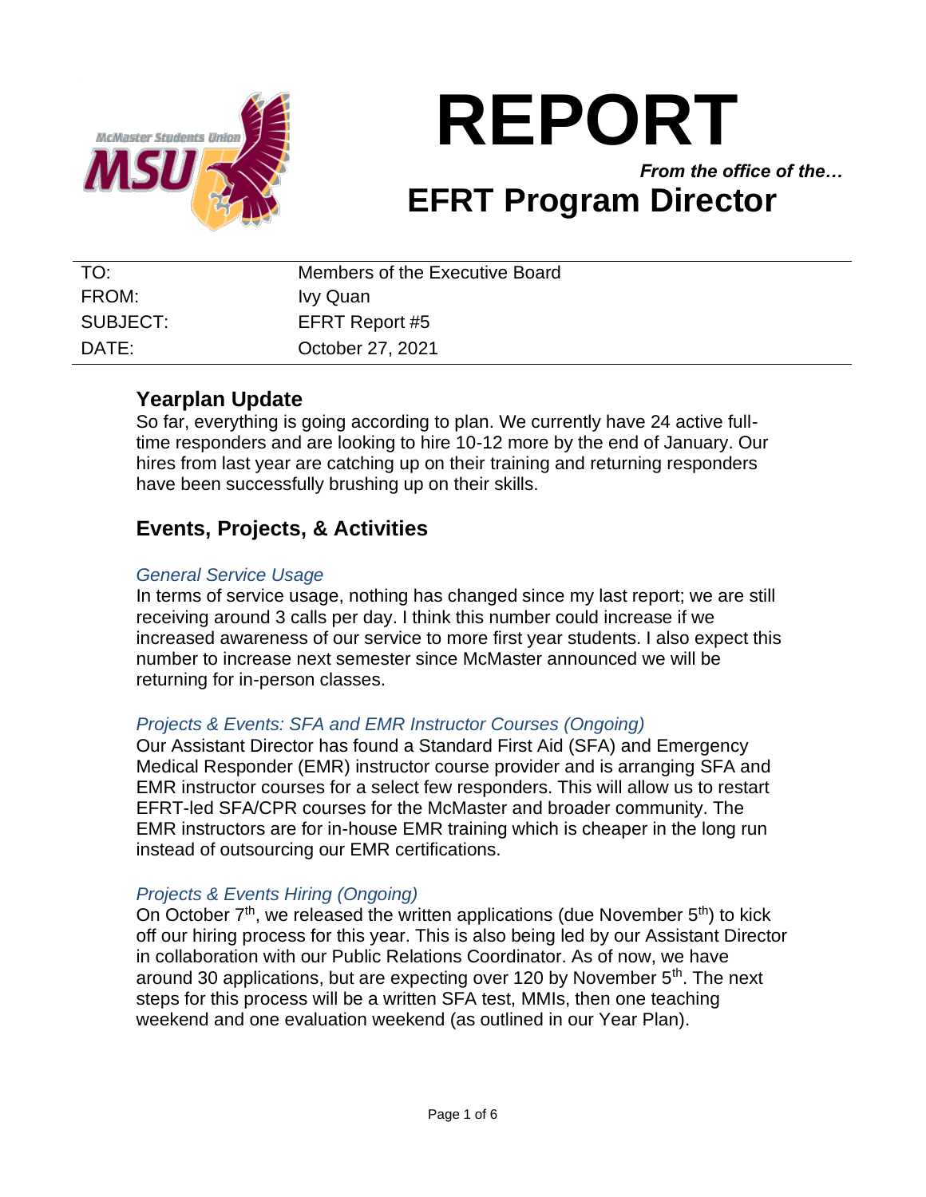# REPORT

***From the office of the…***

## EFRT Program Director

| | |
|---|---|
| TO: | Members of the Executive Board |
| FROM: | Ivy Quan |
| SUBJECT: | EFRT Report #5 |
| DATE: | October 27, 2021 |

## Yearplan Update

So far, everything is going according to plan. We currently have 24 active full-time responders and are looking to hire 10-12 more by the end of January. Our hires from last year are catching up on their training and returning responders have been successfully brushing up on their skills.

## Events, Projects, & Activities

### *General Service Usage*

In terms of service usage, nothing has changed since my last report; we are still receiving around 3 calls per day. I think this number could increase if we increased awareness of our service to more first year students. I also expect this number to increase next semester since McMaster announced we will be returning for in-person classes.

### *Projects & Events: SFA and EMR Instructor Courses (Ongoing)*

Our Assistant Director has found a Standard First Aid (SFA) and Emergency Medical Responder (EMR) instructor course provider and is arranging SFA and EMR instructor courses for a select few responders. This will allow us to restart EFRT-led SFA/CPR courses for the McMaster and broader community. The EMR instructors are for in-house EMR training which is cheaper in the long run instead of outsourcing our EMR certifications.

### *Projects & Events Hiring (Ongoing)*

On October 7th, we released the written applications (due November 5th) to kick off our hiring process for this year. This is also being led by our Assistant Director in collaboration with our Public Relations Coordinator. As of now, we have around 30 applications, but are expecting over 120 by November 5th. The next steps for this process will be a written SFA test, MMIs, then one teaching weekend and one evaluation weekend (as outlined in our Year Plan).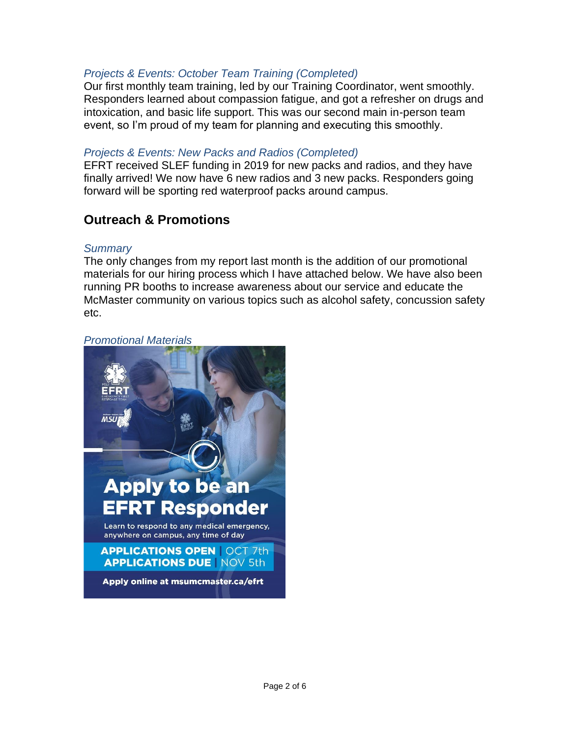*Projects & Events: October Team Training (Completed)*

Our first monthly team training, led by our Training Coordinator, went smoothly. Responders learned about compassion fatigue, and got a refresher on drugs and intoxication, and basic life support. This was our second main in-person team event, so I'm proud of my team for planning and executing this smoothly.

*Projects & Events: New Packs and Radios (Completed)*

EFRT received SLEF funding in 2019 for new packs and radios, and they have finally arrived! We now have 6 new radios and 3 new packs. Responders going forward will be sporting red waterproof packs around campus.

## Outreach & Promotions

*Summary*

The only changes from my report last month is the addition of our promotional materials for our hiring process which I have attached below. We have also been running PR booths to increase awareness about our service and educate the McMaster community on various topics such as alcohol safety, concussion safety etc.

*Promotional Materials*

MSU EFRT Emergency First Response Team

MSU

**Apply to be an EFRT Responder**

Learn to respond to any medical emergency, anywhere on campus, any time of day

**APPLICATIONS OPEN** | OCT 7th
**APPLICATIONS DUE** | NOV 5th

**Apply online at msumcmaster.ca/efrt**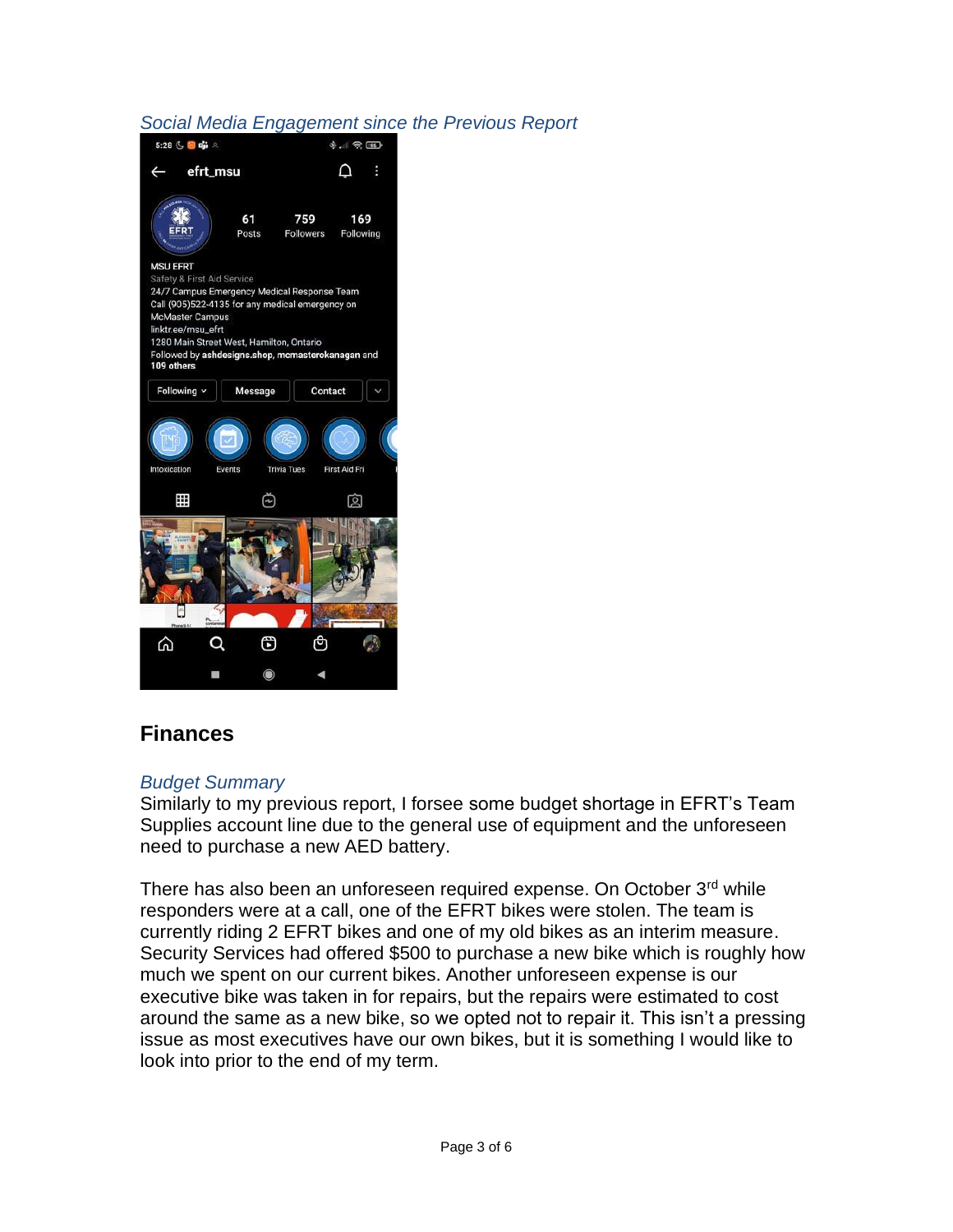*Social Media Engagement since the Previous Report*

## Finances

*Budget Summary*

Similarly to my previous report, I forsee some budget shortage in EFRT's Team Supplies account line due to the general use of equipment and the unforeseen need to purchase a new AED battery.

There has also been an unforeseen required expense. On October 3rd while responders were at a call, one of the EFRT bikes were stolen. The team is currently riding 2 EFRT bikes and one of my old bikes as an interim measure. Security Services had offered $500 to purchase a new bike which is roughly how much we spent on our current bikes. Another unforeseen expense is our executive bike was taken in for repairs, but the repairs were estimated to cost around the same as a new bike, so we opted not to repair it. This isn't a pressing issue as most executives have our own bikes, but it is something I would like to look into prior to the end of my term.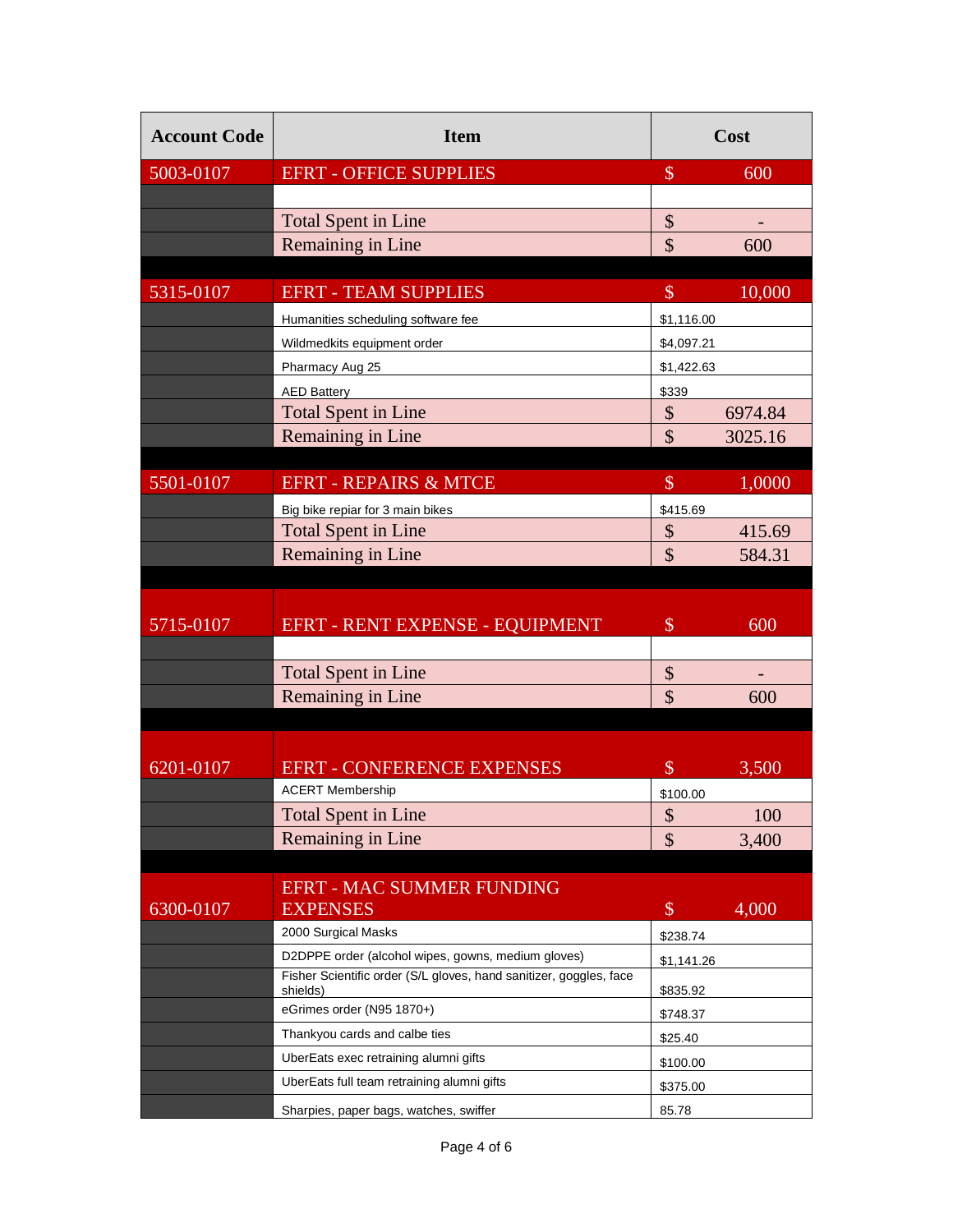| Account Code | Item | Cost |
| --- | --- | --- |
| 5003-0107 | EFRT - OFFICE SUPPLIES | $ 600 |
| | | |
| | Total Spent in Line | $ - |
| | Remaining in Line | $ 600 |
| | | |
| 5315-0107 | EFRT - TEAM SUPPLIES | $ 10,000 |
| | Humanities scheduling software fee | $1,116.00 |
| | Wildmedkits equipment order | $4,097.21 |
| | Pharmacy Aug 25 | $1,422.63 |
| | AED Battery | $339 |
| | Total Spent in Line | $ 6974.84 |
| | Remaining in Line | $ 3025.16 |
| | | |
| 5501-0107 | EFRT - REPAIRS & MTCE | $ 1,0000 |
| | Big bike repiar for 3 main bikes | $415.69 |
| | Total Spent in Line | $ 415.69 |
| | Remaining in Line | $ 584.31 |
| | | |
| 5715-0107 | EFRT - RENT EXPENSE - EQUIPMENT | $ 600 |
| | | |
| | Total Spent in Line | $ - |
| | Remaining in Line | $ 600 |
| | | |
| 6201-0107 | EFRT - CONFERENCE EXPENSES | $ 3,500 |
| | ACERT Membership | $100.00 |
| | Total Spent in Line | $ 100 |
| | Remaining in Line | $ 3,400 |
| | | |
| 6300-0107 | EFRT - MAC SUMMER FUNDING EXPENSES | $ 4,000 |
| | 2000 Surgical Masks | $238.74 |
| | D2DPPE order (alcohol wipes, gowns, medium gloves) | $1,141.26 |
| | Fisher Scientific order (S/L gloves, hand sanitizer, goggles, face shields) | $835.92 |
| | eGrimes order (N95 1870+) | $748.37 |
| | Thankyou cards and calbe ties | $25.40 |
| | UberEats exec retraining alumni gifts | $100.00 |
| | UberEats full team retraining alumni gifts | $375.00 |
| | Sharpies, paper bags, watches, swiffer | 85.78 |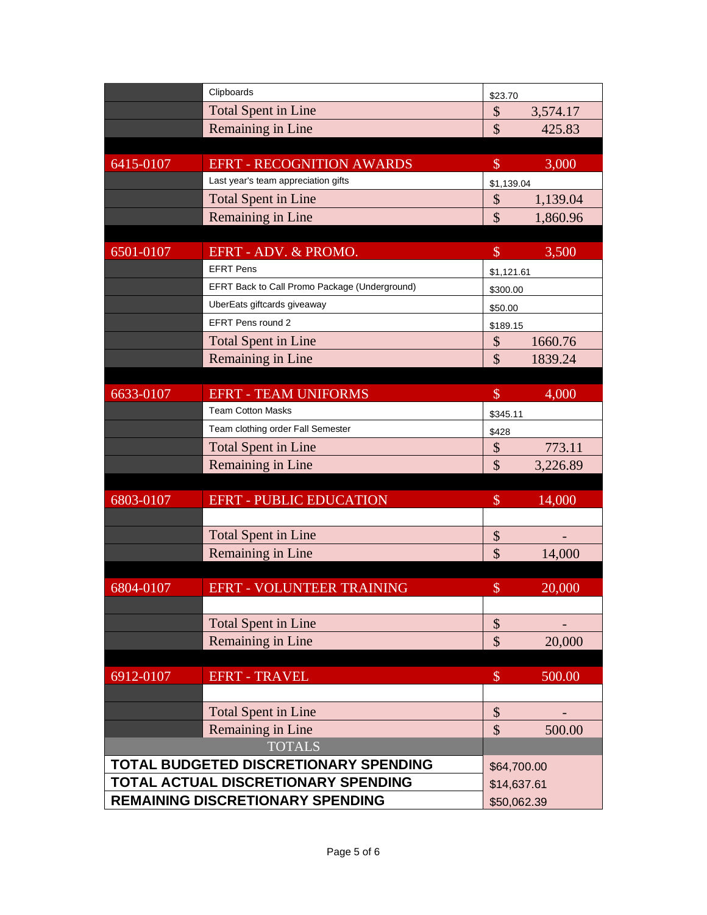| | | |
|---|---|---|
| | Clipboards | $23.70 |
| | Total Spent in Line | $ 3,574.17 |
| | Remaining in Line | $ 425.83 |
| | | |
| 6415-0107 | EFRT - RECOGNITION AWARDS | $ 3,000 |
| | Last year's team appreciation gifts | $1,139.04 |
| | Total Spent in Line | $ 1,139.04 |
| | Remaining in Line | $ 1,860.96 |
| | | |
| 6501-0107 | EFRT - ADV. & PROMO. | $ 3,500 |
| | EFRT Pens | $1,121.61 |
| | EFRT Back to Call Promo Package (Underground) | $300.00 |
| | UberEats giftcards giveaway | $50.00 |
| | EFRT Pens round 2 | $189.15 |
| | Total Spent in Line | $ 1660.76 |
| | Remaining in Line | $ 1839.24 |
| | | |
| 6633-0107 | EFRT - TEAM UNIFORMS | $ 4,000 |
| | Team Cotton Masks | $345.11 |
| | Team clothing order Fall Semester | $428 |
| | Total Spent in Line | $ 773.11 |
| | Remaining in Line | $ 3,226.89 |
| | | |
| 6803-0107 | EFRT - PUBLIC EDUCATION | $ 14,000 |
| | | |
| | Total Spent in Line | $ - |
| | Remaining in Line | $ 14,000 |
| | | |
| 6804-0107 | EFRT - VOLUNTEER TRAINING | $ 20,000 |
| | | |
| | Total Spent in Line | $ - |
| | Remaining in Line | $ 20,000 |
| | | |
| 6912-0107 | EFRT - TRAVEL | $ 500.00 |
| | | |
| | Total Spent in Line | $ - |
| | Remaining in Line | $ 500.00 |
| TOTALS | | |
| **TOTAL BUDGETED DISCRETIONARY SPENDING** | | $64,700.00 |
| **TOTAL ACTUAL DISCRETIONARY SPENDING** | | $14,637.61 |
| **REMAINING DISCRETIONARY SPENDING** | | $50,062.39 |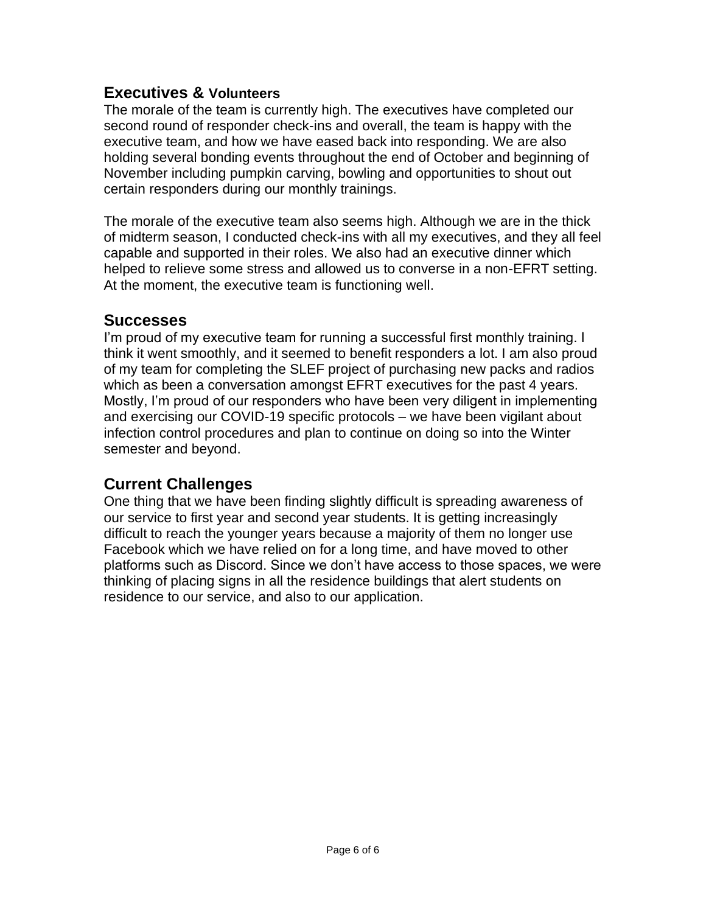## Executives & Volunteers

The morale of the team is currently high. The executives have completed our second round of responder check-ins and overall, the team is happy with the executive team, and how we have eased back into responding. We are also holding several bonding events throughout the end of October and beginning of November including pumpkin carving, bowling and opportunities to shout out certain responders during our monthly trainings.

The morale of the executive team also seems high. Although we are in the thick of midterm season, I conducted check-ins with all my executives, and they all feel capable and supported in their roles. We also had an executive dinner which helped to relieve some stress and allowed us to converse in a non-EFRT setting. At the moment, the executive team is functioning well.

## Successes

I'm proud of my executive team for running a successful first monthly training. I think it went smoothly, and it seemed to benefit responders a lot. I am also proud of my team for completing the SLEF project of purchasing new packs and radios which as been a conversation amongst EFRT executives for the past 4 years. Mostly, I'm proud of our responders who have been very diligent in implementing and exercising our COVID-19 specific protocols – we have been vigilant about infection control procedures and plan to continue on doing so into the Winter semester and beyond.

## Current Challenges

One thing that we have been finding slightly difficult is spreading awareness of our service to first year and second year students. It is getting increasingly difficult to reach the younger years because a majority of them no longer use Facebook which we have relied on for a long time, and have moved to other platforms such as Discord. Since we don't have access to those spaces, we were thinking of placing signs in all the residence buildings that alert students on residence to our service, and also to our application.